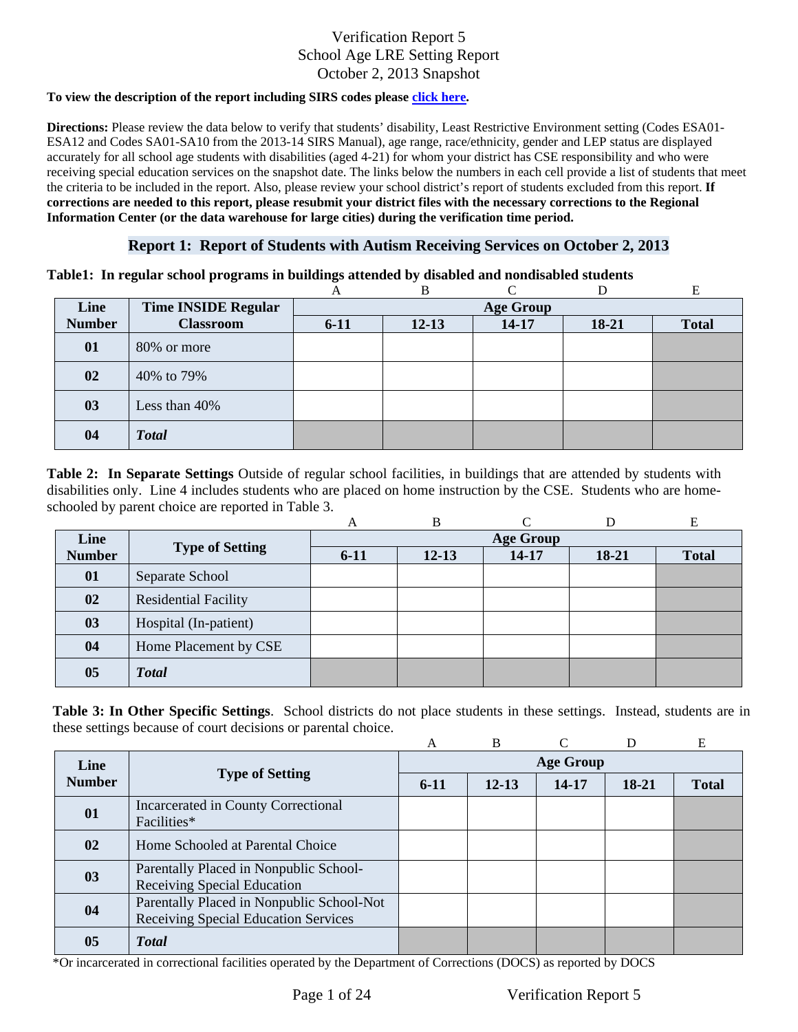# Verification Report 5
## School Age LRE Setting Report
## October 2, 2013 Snapshot

**To view the description of the report including SIRS codes please click here.**

**Directions:** Please review the data below to verify that students' disability, Least Restrictive Environment setting (Codes ESA01-ESA12 and Codes SA01-SA10 from the 2013-14 SIRS Manual), age range, race/ethnicity, gender and LEP status are displayed accurately for all school age students with disabilities (aged 4-21) for whom your district has CSE responsibility and who were receiving special education services on the snapshot date. The links below the numbers in each cell provide a list of students that meet the criteria to be included in the report. Also, please review your school district's report of students excluded from this report. **If corrections are needed to this report, please resubmit your district files with the necessary corrections to the Regional Information Center (or the data warehouse for large cities) during the verification time period.**

### Report 1: Report of Students with Autism Receiving Services on October 2, 2013

**Table1: In regular school programs in buildings attended by disabled and nondisabled students**

| | | A | B | C | D | E |
|---|---|---|---|---|---|---|
| **Line Number** | **Time INSIDE Regular Classroom** | **Age Group** | | | | |
| | | **6-11** | **12-13** | **14-17** | **18-21** | **Total** |
| **01** | 80% or more | | | | | |
| **02** | 40% to 79% | | | | | |
| **03** | Less than 40% | | | | | |
| **04** | ***Total*** | | | | | |

**Table 2: In Separate Settings** Outside of regular school facilities, in buildings that are attended by students with disabilities only. Line 4 includes students who are placed on home instruction by the CSE. Students who are home-schooled by parent choice are reported in Table 3.

| | | A | B | C | D | E |
|---|---|---|---|---|---|---|
| **Line Number** | **Type of Setting** | **Age Group** | | | | |
| | | **6-11** | **12-13** | **14-17** | **18-21** | **Total** |
| **01** | Separate School | | | | | |
| **02** | Residential Facility | | | | | |
| **03** | Hospital (In-patient) | | | | | |
| **04** | Home Placement by CSE | | | | | |
| **05** | ***Total*** | | | | | |

**Table 3: In Other Specific Settings**. School districts do not place students in these settings. Instead, students are in these settings because of court decisions or parental choice.

| | | A | B | C | D | E |
|---|---|---|---|---|---|---|
| **Line Number** | **Type of Setting** | **Age Group** | | | | |
| | | **6-11** | **12-13** | **14-17** | **18-21** | **Total** |
| **01** | Incarcerated in County Correctional Facilities* | | | | | |
| **02** | Home Schooled at Parental Choice | | | | | |
| **03** | Parentally Placed in Nonpublic School-Receiving Special Education | | | | | |
| **04** | Parentally Placed in Nonpublic School-Not Receiving Special Education Services | | | | | |
| **05** | ***Total*** | | | | | |

*Or incarcerated in correctional facilities operated by the Department of Corrections (DOCS) as reported by DOCS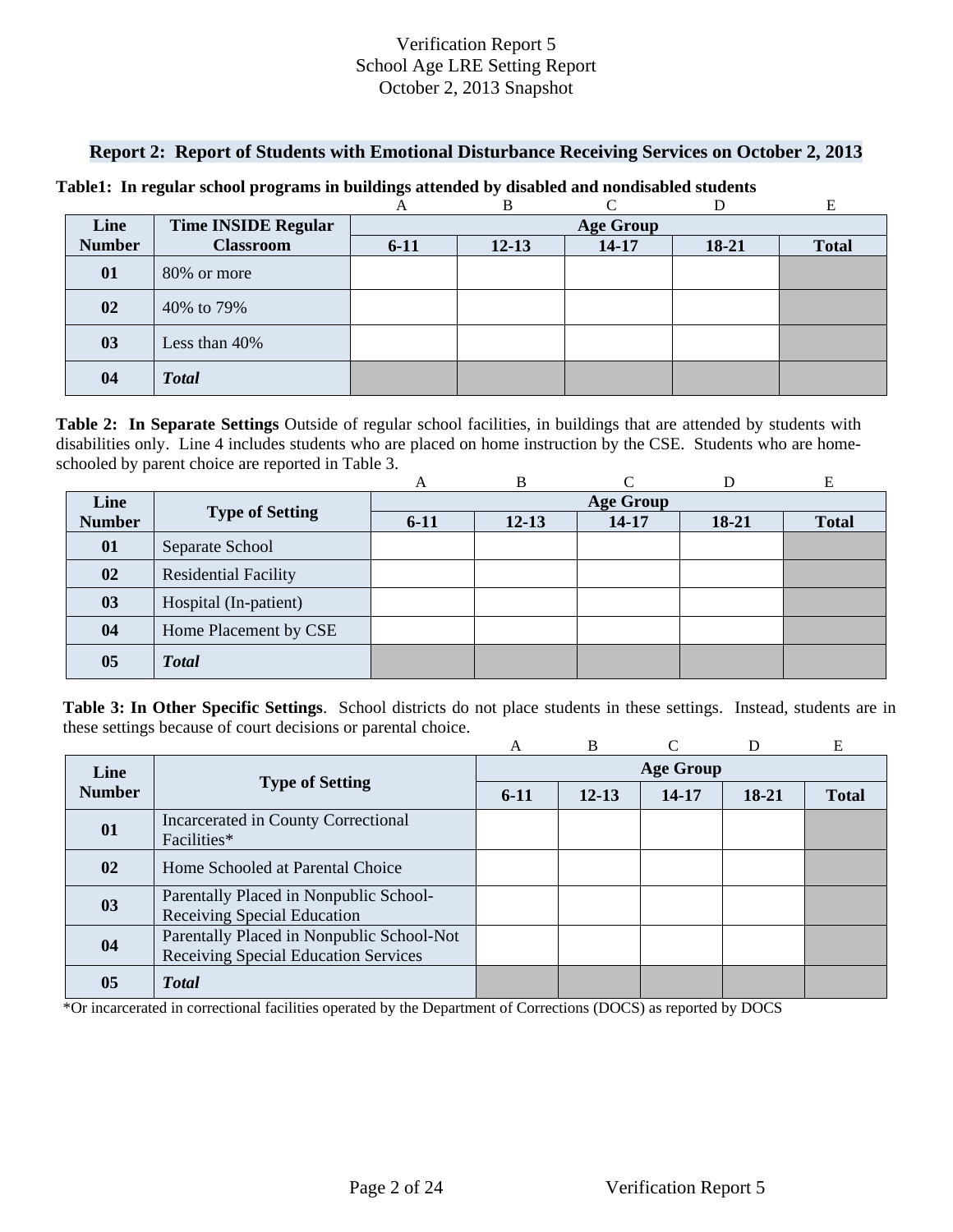Verification Report 5
School Age LRE Setting Report
October 2, 2013 Snapshot

## Report 2: Report of Students with Emotional Disturbance Receiving Services on October 2, 2013

**Table1: In regular school programs in buildings attended by disabled and nondisabled students**

| | | A | B | C | D | E |
|---|---|---|---|---|---|---|
| **Line Number** | **Time INSIDE Regular Classroom** | **Age Group** | | | | |
| | | **6-11** | **12-13** | **14-17** | **18-21** | **Total** |
| **01** | 80% or more | | | | | |
| **02** | 40% to 79% | | | | | |
| **03** | Less than 40% | | | | | |
| **04** | ***Total*** | | | | | |

**Table 2: In Separate Settings** Outside of regular school facilities, in buildings that are attended by students with disabilities only. Line 4 includes students who are placed on home instruction by the CSE. Students who are home-schooled by parent choice are reported in Table 3.

| | | A | B | C | D | E |
|---|---|---|---|---|---|---|
| **Line Number** | **Type of Setting** | **Age Group** | | | | |
| | | **6-11** | **12-13** | **14-17** | **18-21** | **Total** |
| **01** | Separate School | | | | | |
| **02** | Residential Facility | | | | | |
| **03** | Hospital (In-patient) | | | | | |
| **04** | Home Placement by CSE | | | | | |
| **05** | ***Total*** | | | | | |

**Table 3: In Other Specific Settings**. School districts do not place students in these settings. Instead, students are in these settings because of court decisions or parental choice.

| | | A | B | C | D | E |
|---|---|---|---|---|---|---|
| **Line Number** | **Type of Setting** | **Age Group** | | | | |
| | | **6-11** | **12-13** | **14-17** | **18-21** | **Total** |
| **01** | Incarcerated in County Correctional Facilities* | | | | | |
| **02** | Home Schooled at Parental Choice | | | | | |
| **03** | Parentally Placed in Nonpublic School-Receiving Special Education | | | | | |
| **04** | Parentally Placed in Nonpublic School-Not Receiving Special Education Services | | | | | |
| **05** | ***Total*** | | | | | |

*Or incarcerated in correctional facilities operated by the Department of Corrections (DOCS) as reported by DOCS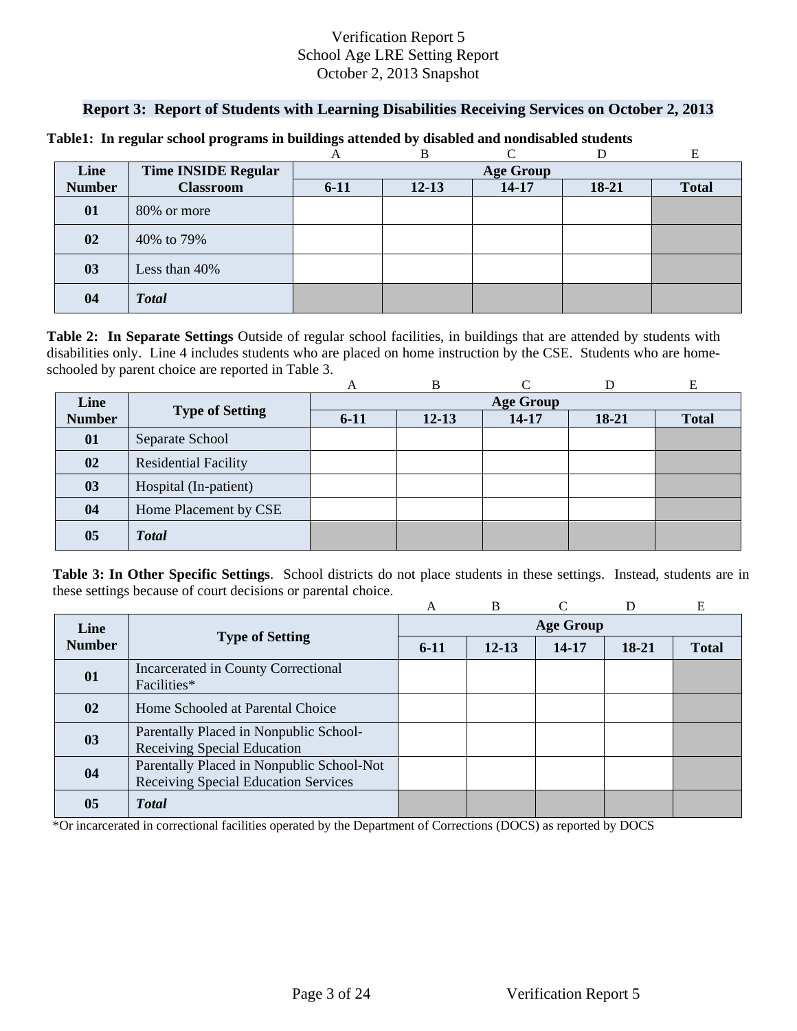Verification Report 5
School Age LRE Setting Report
October 2, 2013 Snapshot

## Report 3: Report of Students with Learning Disabilities Receiving Services on October 2, 2013

**Table1: In regular school programs in buildings attended by disabled and nondisabled students**

| | | A | B | C | D | E |
|---|---|---|---|---|---|---|
| **Line Number** | **Time INSIDE Regular Classroom** | **Age Group** | | | | |
| | | **6-11** | **12-13** | **14-17** | **18-21** | **Total** |
| **01** | 80% or more | | | | | |
| **02** | 40% to 79% | | | | | |
| **03** | Less than 40% | | | | | |
| **04** | ***Total*** | | | | | |

**Table 2: In Separate Settings** Outside of regular school facilities, in buildings that are attended by students with disabilities only. Line 4 includes students who are placed on home instruction by the CSE. Students who are home-schooled by parent choice are reported in Table 3.

| | | A | B | C | D | E |
|---|---|---|---|---|---|---|
| **Line Number** | **Type of Setting** | **Age Group** | | | | |
| | | **6-11** | **12-13** | **14-17** | **18-21** | **Total** |
| **01** | Separate School | | | | | |
| **02** | Residential Facility | | | | | |
| **03** | Hospital (In-patient) | | | | | |
| **04** | Home Placement by CSE | | | | | |
| **05** | ***Total*** | | | | | |

**Table 3: In Other Specific Settings**. School districts do not place students in these settings. Instead, students are in these settings because of court decisions or parental choice.

| | | A | B | C | D | E |
|---|---|---|---|---|---|---|
| **Line Number** | **Type of Setting** | **Age Group** | | | | |
| | | **6-11** | **12-13** | **14-17** | **18-21** | **Total** |
| **01** | Incarcerated in County Correctional Facilities* | | | | | |
| **02** | Home Schooled at Parental Choice | | | | | |
| **03** | Parentally Placed in Nonpublic School-Receiving Special Education | | | | | |
| **04** | Parentally Placed in Nonpublic School-Not Receiving Special Education Services | | | | | |
| **05** | ***Total*** | | | | | |

*Or incarcerated in correctional facilities operated by the Department of Corrections (DOCS) as reported by DOCS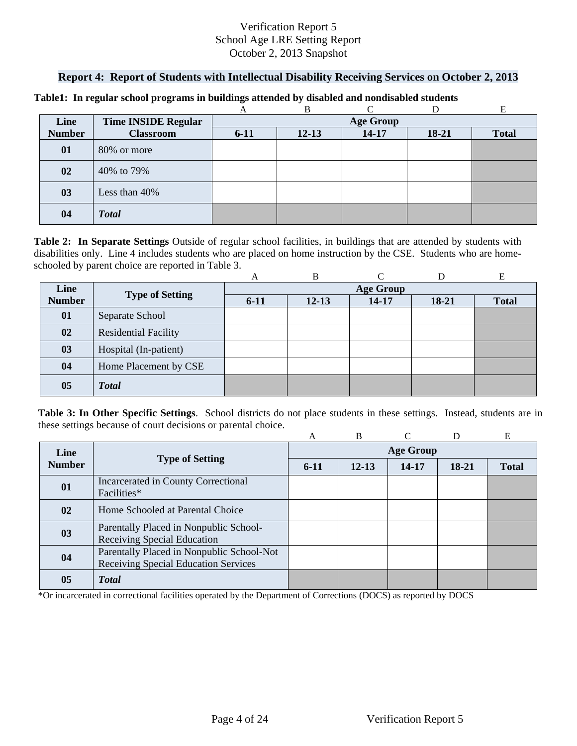Verification Report 5
School Age LRE Setting Report
October 2, 2013 Snapshot

## Report 4: Report of Students with Intellectual Disability Receiving Services on October 2, 2013

**Table1: In regular school programs in buildings attended by disabled and nondisabled students**

| | | A | B | C | D | E |
|---|---|---|---|---|---|---|
| **Line Number** | **Time INSIDE Regular Classroom** | **Age Group** | | | | |
| | | **6-11** | **12-13** | **14-17** | **18-21** | **Total** |
| **01** | 80% or more | | | | | |
| **02** | 40% to 79% | | | | | |
| **03** | Less than 40% | | | | | |
| **04** | ***Total*** | | | | | |

**Table 2: In Separate Settings** Outside of regular school facilities, in buildings that are attended by students with disabilities only. Line 4 includes students who are placed on home instruction by the CSE. Students who are home-schooled by parent choice are reported in Table 3.

| | | A | B | C | D | E |
|---|---|---|---|---|---|---|
| **Line Number** | **Type of Setting** | **Age Group** | | | | |
| | | **6-11** | **12-13** | **14-17** | **18-21** | **Total** |
| **01** | Separate School | | | | | |
| **02** | Residential Facility | | | | | |
| **03** | Hospital (In-patient) | | | | | |
| **04** | Home Placement by CSE | | | | | |
| **05** | ***Total*** | | | | | |

**Table 3: In Other Specific Settings**. School districts do not place students in these settings. Instead, students are in these settings because of court decisions or parental choice.

| | | A | B | C | D | E |
|---|---|---|---|---|---|---|
| **Line Number** | **Type of Setting** | **Age Group** | | | | |
| | | **6-11** | **12-13** | **14-17** | **18-21** | **Total** |
| **01** | Incarcerated in County Correctional Facilities* | | | | | |
| **02** | Home Schooled at Parental Choice | | | | | |
| **03** | Parentally Placed in Nonpublic School-Receiving Special Education | | | | | |
| **04** | Parentally Placed in Nonpublic School-Not Receiving Special Education Services | | | | | |
| **05** | ***Total*** | | | | | |

*Or incarcerated in correctional facilities operated by the Department of Corrections (DOCS) as reported by DOCS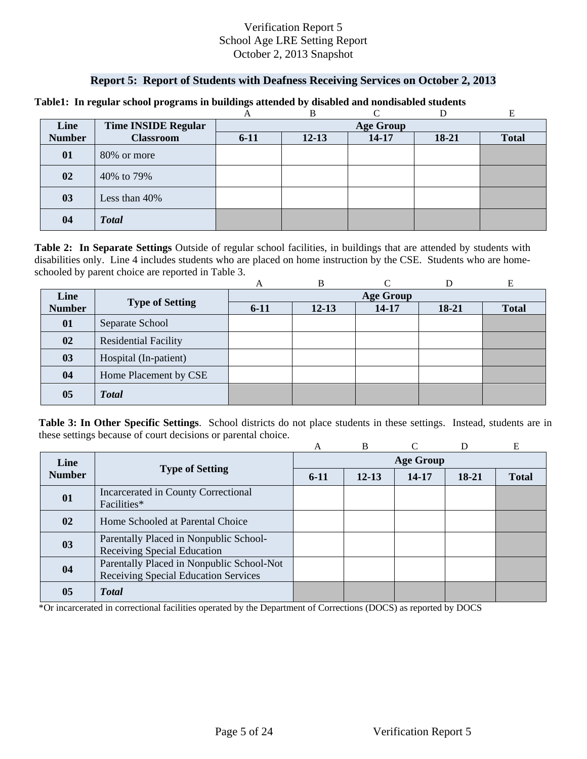Verification Report 5
School Age LRE Setting Report
October 2, 2013 Snapshot

## Report 5: Report of Students with Deafness Receiving Services on October 2, 2013

**Table1: In regular school programs in buildings attended by disabled and nondisabled students**

| | | A | B | C | D | E |
|---|---|---|---|---|---|---|
| **Line Number** | **Time INSIDE Regular Classroom** | **Age Group** | | | | |
| | | **6-11** | **12-13** | **14-17** | **18-21** | **Total** |
| **01** | 80% or more | | | | | |
| **02** | 40% to 79% | | | | | |
| **03** | Less than 40% | | | | | |
| **04** | ***Total*** | | | | | |

**Table 2: In Separate Settings** Outside of regular school facilities, in buildings that are attended by students with disabilities only. Line 4 includes students who are placed on home instruction by the CSE. Students who are home-schooled by parent choice are reported in Table 3.

| | | A | B | C | D | E |
|---|---|---|---|---|---|---|
| **Line Number** | **Type of Setting** | **Age Group** | | | | |
| | | **6-11** | **12-13** | **14-17** | **18-21** | **Total** |
| **01** | Separate School | | | | | |
| **02** | Residential Facility | | | | | |
| **03** | Hospital (In-patient) | | | | | |
| **04** | Home Placement by CSE | | | | | |
| **05** | ***Total*** | | | | | |

**Table 3: In Other Specific Settings**. School districts do not place students in these settings. Instead, students are in these settings because of court decisions or parental choice.

| | | A | B | C | D | E |
|---|---|---|---|---|---|---|
| **Line Number** | **Type of Setting** | **Age Group** | | | | |
| | | **6-11** | **12-13** | **14-17** | **18-21** | **Total** |
| **01** | Incarcerated in County Correctional Facilities* | | | | | |
| **02** | Home Schooled at Parental Choice | | | | | |
| **03** | Parentally Placed in Nonpublic School-Receiving Special Education | | | | | |
| **04** | Parentally Placed in Nonpublic School-Not Receiving Special Education Services | | | | | |
| **05** | ***Total*** | | | | | |

*Or incarcerated in correctional facilities operated by the Department of Corrections (DOCS) as reported by DOCS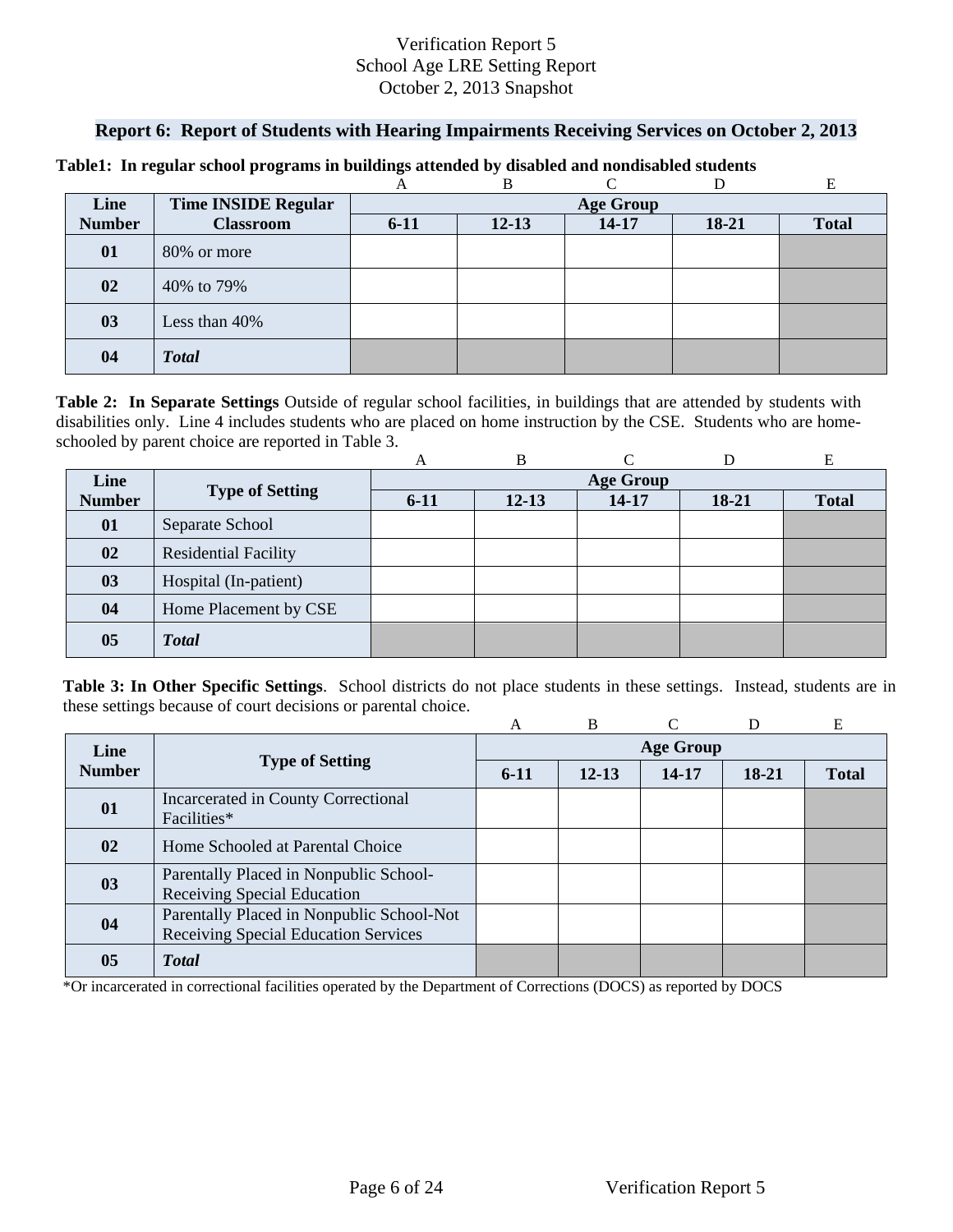Verification Report 5
School Age LRE Setting Report
October 2, 2013 Snapshot

## Report 6: Report of Students with Hearing Impairments Receiving Services on October 2, 2013

**Table1: In regular school programs in buildings attended by disabled and nondisabled students**

| | | A | B | C | D | E |
|---|---|---|---|---|---|---|
| **Line Number** | **Time INSIDE Regular Classroom** | **Age Group** | | | | |
| | | **6-11** | **12-13** | **14-17** | **18-21** | **Total** |
| **01** | 80% or more | | | | | |
| **02** | 40% to 79% | | | | | |
| **03** | Less than 40% | | | | | |
| **04** | ***Total*** | | | | | |

**Table 2: In Separate Settings** Outside of regular school facilities, in buildings that are attended by students with disabilities only. Line 4 includes students who are placed on home instruction by the CSE. Students who are home-schooled by parent choice are reported in Table 3.

| | | A | B | C | D | E |
|---|---|---|---|---|---|---|
| **Line Number** | **Type of Setting** | **Age Group** | | | | |
| | | **6-11** | **12-13** | **14-17** | **18-21** | **Total** |
| **01** | Separate School | | | | | |
| **02** | Residential Facility | | | | | |
| **03** | Hospital (In-patient) | | | | | |
| **04** | Home Placement by CSE | | | | | |
| **05** | ***Total*** | | | | | |

**Table 3: In Other Specific Settings**. School districts do not place students in these settings. Instead, students are in these settings because of court decisions or parental choice.

| | | A | B | C | D | E |
|---|---|---|---|---|---|---|
| **Line Number** | **Type of Setting** | **Age Group** | | | | |
| | | **6-11** | **12-13** | **14-17** | **18-21** | **Total** |
| **01** | Incarcerated in County Correctional Facilities* | | | | | |
| **02** | Home Schooled at Parental Choice | | | | | |
| **03** | Parentally Placed in Nonpublic School-Receiving Special Education | | | | | |
| **04** | Parentally Placed in Nonpublic School-Not Receiving Special Education Services | | | | | |
| **05** | ***Total*** | | | | | |

*Or incarcerated in correctional facilities operated by the Department of Corrections (DOCS) as reported by DOCS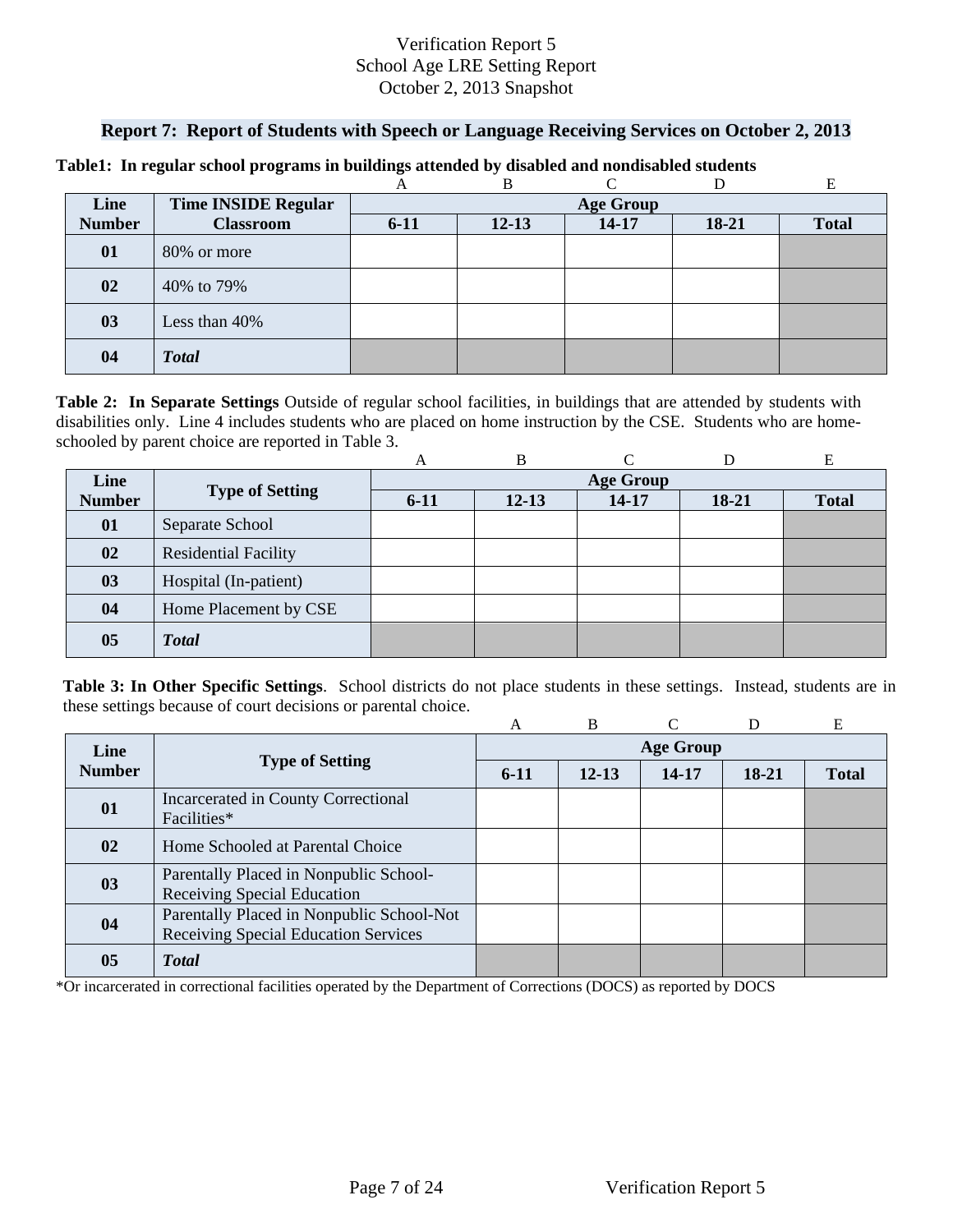Verification Report 5
School Age LRE Setting Report
October 2, 2013 Snapshot

## Report 7: Report of Students with Speech or Language Receiving Services on October 2, 2013

**Table1: In regular school programs in buildings attended by disabled and nondisabled students**

| | | A | B | C | D | E |
|---|---|---|---|---|---|---|
| **Line Number** | **Time INSIDE Regular Classroom** | **Age Group** | | | | |
| | | **6-11** | **12-13** | **14-17** | **18-21** | **Total** |
| **01** | 80% or more | | | | | |
| **02** | 40% to 79% | | | | | |
| **03** | Less than 40% | | | | | |
| **04** | ***Total*** | | | | | |

**Table 2: In Separate Settings** Outside of regular school facilities, in buildings that are attended by students with disabilities only. Line 4 includes students who are placed on home instruction by the CSE. Students who are home-schooled by parent choice are reported in Table 3.

| | | A | B | C | D | E |
|---|---|---|---|---|---|---|
| **Line Number** | **Type of Setting** | **Age Group** | | | | |
| | | **6-11** | **12-13** | **14-17** | **18-21** | **Total** |
| **01** | Separate School | | | | | |
| **02** | Residential Facility | | | | | |
| **03** | Hospital (In-patient) | | | | | |
| **04** | Home Placement by CSE | | | | | |
| **05** | ***Total*** | | | | | |

**Table 3: In Other Specific Settings**. School districts do not place students in these settings. Instead, students are in these settings because of court decisions or parental choice.

| | | A | B | C | D | E |
|---|---|---|---|---|---|---|
| **Line Number** | **Type of Setting** | **Age Group** | | | | |
| | | **6-11** | **12-13** | **14-17** | **18-21** | **Total** |
| **01** | Incarcerated in County Correctional Facilities* | | | | | |
| **02** | Home Schooled at Parental Choice | | | | | |
| **03** | Parentally Placed in Nonpublic School-Receiving Special Education | | | | | |
| **04** | Parentally Placed in Nonpublic School-Not Receiving Special Education Services | | | | | |
| **05** | ***Total*** | | | | | |

*Or incarcerated in correctional facilities operated by the Department of Corrections (DOCS) as reported by DOCS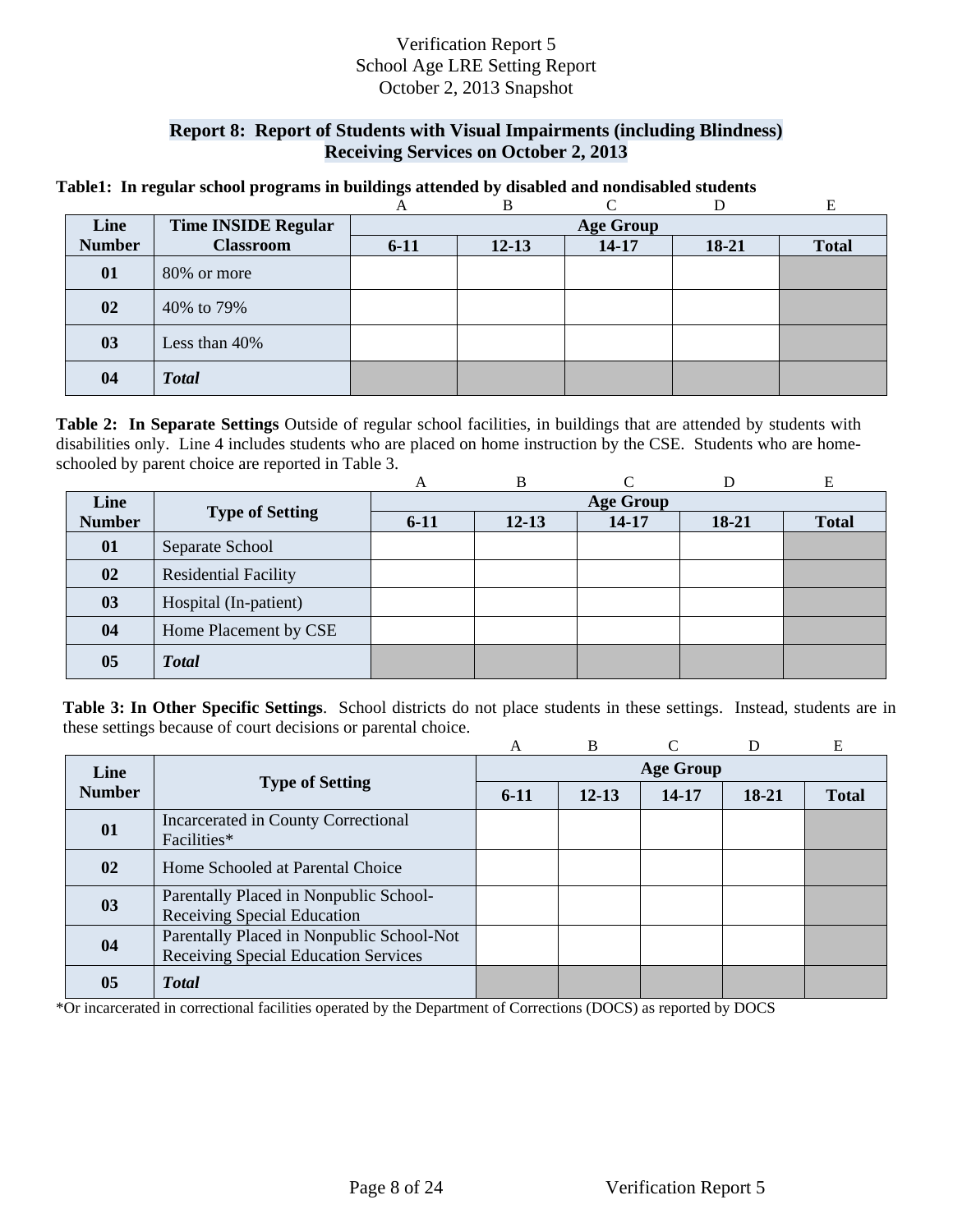Verification Report 5
School Age LRE Setting Report
October 2, 2013 Snapshot

## Report 8: Report of Students with Visual Impairments (including Blindness) Receiving Services on October 2, 2013

**Table1: In regular school programs in buildings attended by disabled and nondisabled students**

| | | A | B | C | D | E |
|---|---|---|---|---|---|---|
| **Line Number** | **Time INSIDE Regular Classroom** | **Age Group** | | | | |
| | | **6-11** | **12-13** | **14-17** | **18-21** | **Total** |
| **01** | 80% or more | | | | | |
| **02** | 40% to 79% | | | | | |
| **03** | Less than 40% | | | | | |
| **04** | ***Total*** | | | | | |

**Table 2: In Separate Settings** Outside of regular school facilities, in buildings that are attended by students with disabilities only. Line 4 includes students who are placed on home instruction by the CSE. Students who are home-schooled by parent choice are reported in Table 3.

| | | A | B | C | D | E |
|---|---|---|---|---|---|---|
| **Line Number** | **Type of Setting** | **Age Group** | | | | |
| | | **6-11** | **12-13** | **14-17** | **18-21** | **Total** |
| **01** | Separate School | | | | | |
| **02** | Residential Facility | | | | | |
| **03** | Hospital (In-patient) | | | | | |
| **04** | Home Placement by CSE | | | | | |
| **05** | ***Total*** | | | | | |

**Table 3: In Other Specific Settings**. School districts do not place students in these settings. Instead, students are in these settings because of court decisions or parental choice.

| | | A | B | C | D | E |
|---|---|---|---|---|---|---|
| **Line Number** | **Type of Setting** | **Age Group** | | | | |
| | | **6-11** | **12-13** | **14-17** | **18-21** | **Total** |
| **01** | Incarcerated in County Correctional Facilities* | | | | | |
| **02** | Home Schooled at Parental Choice | | | | | |
| **03** | Parentally Placed in Nonpublic School-Receiving Special Education | | | | | |
| **04** | Parentally Placed in Nonpublic School-Not Receiving Special Education Services | | | | | |
| **05** | ***Total*** | | | | | |

*Or incarcerated in correctional facilities operated by the Department of Corrections (DOCS) as reported by DOCS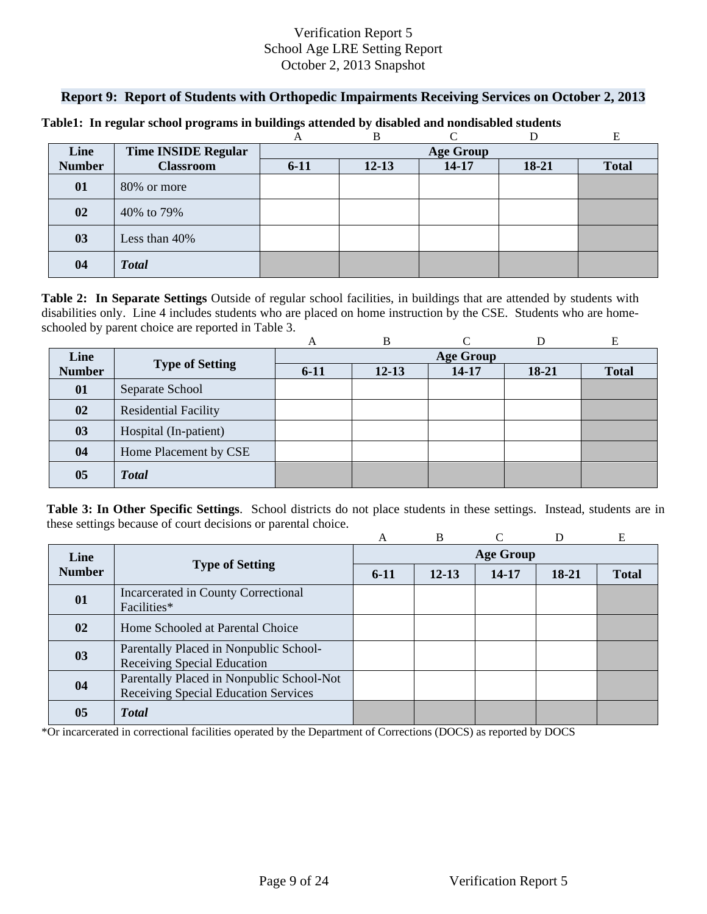Verification Report 5
School Age LRE Setting Report
October 2, 2013 Snapshot

## Report 9: Report of Students with Orthopedic Impairments Receiving Services on October 2, 2013

**Table1: In regular school programs in buildings attended by disabled and nondisabled students**

| | | A | B | C | D | E |
|---|---|---|---|---|---|---|
| **Line Number** | **Time INSIDE Regular Classroom** | **Age Group** | | | | |
| | | **6-11** | **12-13** | **14-17** | **18-21** | **Total** |
| **01** | 80% or more | | | | | |
| **02** | 40% to 79% | | | | | |
| **03** | Less than 40% | | | | | |
| **04** | ***Total*** | | | | | |

**Table 2: In Separate Settings** Outside of regular school facilities, in buildings that are attended by students with disabilities only. Line 4 includes students who are placed on home instruction by the CSE. Students who are home-schooled by parent choice are reported in Table 3.

| | | A | B | C | D | E |
|---|---|---|---|---|---|---|
| **Line Number** | **Type of Setting** | **Age Group** | | | | |
| | | **6-11** | **12-13** | **14-17** | **18-21** | **Total** |
| **01** | Separate School | | | | | |
| **02** | Residential Facility | | | | | |
| **03** | Hospital (In-patient) | | | | | |
| **04** | Home Placement by CSE | | | | | |
| **05** | ***Total*** | | | | | |

**Table 3: In Other Specific Settings**. School districts do not place students in these settings. Instead, students are in these settings because of court decisions or parental choice.

| | | A | B | C | D | E |
|---|---|---|---|---|---|---|
| **Line Number** | **Type of Setting** | **Age Group** | | | | |
| | | **6-11** | **12-13** | **14-17** | **18-21** | **Total** |
| **01** | Incarcerated in County Correctional Facilities* | | | | | |
| **02** | Home Schooled at Parental Choice | | | | | |
| **03** | Parentally Placed in Nonpublic School-Receiving Special Education | | | | | |
| **04** | Parentally Placed in Nonpublic School-Not Receiving Special Education Services | | | | | |
| **05** | ***Total*** | | | | | |

*Or incarcerated in correctional facilities operated by the Department of Corrections (DOCS) as reported by DOCS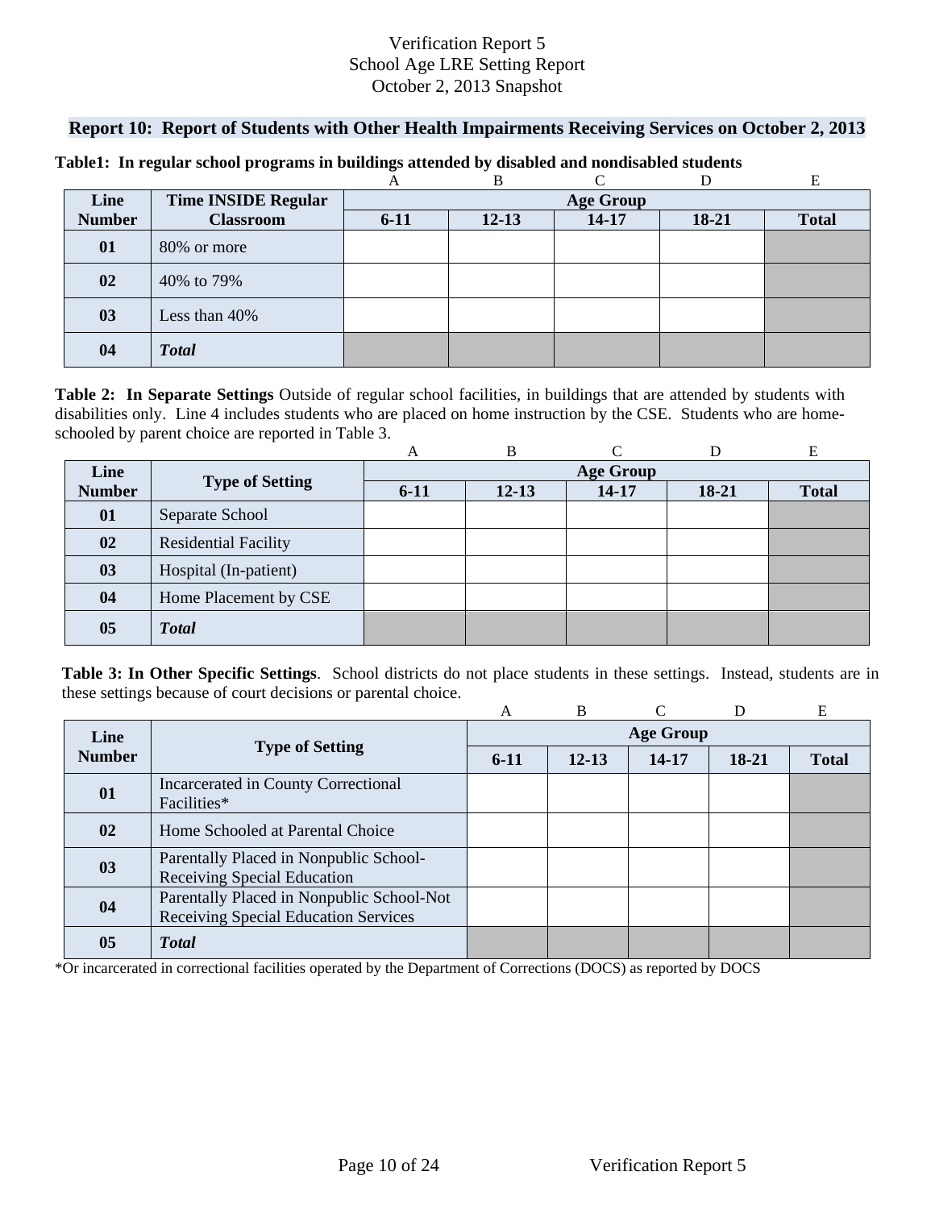Verification Report 5
School Age LRE Setting Report
October 2, 2013 Snapshot

## Report 10: Report of Students with Other Health Impairments Receiving Services on October 2, 2013

**Table1: In regular school programs in buildings attended by disabled and nondisabled students**

| | | A | B | C | D | E |
|---|---|---|---|---|---|---|
| **Line Number** | **Time INSIDE Regular Classroom** | **Age Group** | | | | |
| | | **6-11** | **12-13** | **14-17** | **18-21** | **Total** |
| **01** | 80% or more | | | | | |
| **02** | 40% to 79% | | | | | |
| **03** | Less than 40% | | | | | |
| **04** | ***Total*** | | | | | |

**Table 2: In Separate Settings** Outside of regular school facilities, in buildings that are attended by students with disabilities only. Line 4 includes students who are placed on home instruction by the CSE. Students who are home-schooled by parent choice are reported in Table 3.

| | | A | B | C | D | E |
|---|---|---|---|---|---|---|
| **Line Number** | **Type of Setting** | **Age Group** | | | | |
| | | **6-11** | **12-13** | **14-17** | **18-21** | **Total** |
| **01** | Separate School | | | | | |
| **02** | Residential Facility | | | | | |
| **03** | Hospital (In-patient) | | | | | |
| **04** | Home Placement by CSE | | | | | |
| **05** | ***Total*** | | | | | |

**Table 3: In Other Specific Settings**. School districts do not place students in these settings. Instead, students are in these settings because of court decisions or parental choice.

| | | A | B | C | D | E |
|---|---|---|---|---|---|---|
| **Line Number** | **Type of Setting** | **Age Group** | | | | |
| | | **6-11** | **12-13** | **14-17** | **18-21** | **Total** |
| **01** | Incarcerated in County Correctional Facilities* | | | | | |
| **02** | Home Schooled at Parental Choice | | | | | |
| **03** | Parentally Placed in Nonpublic School-Receiving Special Education | | | | | |
| **04** | Parentally Placed in Nonpublic School-Not Receiving Special Education Services | | | | | |
| **05** | ***Total*** | | | | | |

*Or incarcerated in correctional facilities operated by the Department of Corrections (DOCS) as reported by DOCS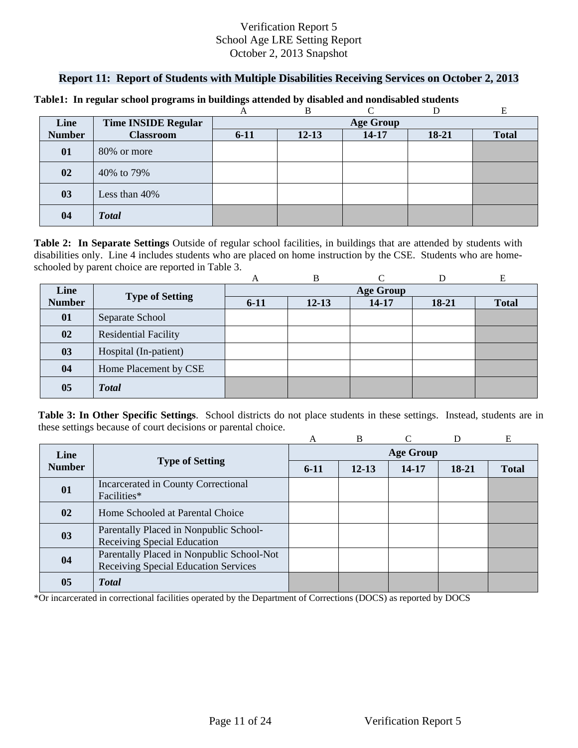Verification Report 5
School Age LRE Setting Report
October 2, 2013 Snapshot

## Report 11: Report of Students with Multiple Disabilities Receiving Services on October 2, 2013

**Table1: In regular school programs in buildings attended by disabled and nondisabled students**

| | | A | B | C | D | E |
|---|---|---|---|---|---|---|
| **Line Number** | **Time INSIDE Regular Classroom** | **Age Group** | | | | |
| | | **6-11** | **12-13** | **14-17** | **18-21** | **Total** |
| **01** | 80% or more | | | | | |
| **02** | 40% to 79% | | | | | |
| **03** | Less than 40% | | | | | |
| **04** | ***Total*** | | | | | |

**Table 2: In Separate Settings** Outside of regular school facilities, in buildings that are attended by students with disabilities only. Line 4 includes students who are placed on home instruction by the CSE. Students who are home-schooled by parent choice are reported in Table 3.

| | | A | B | C | D | E |
|---|---|---|---|---|---|---|
| **Line Number** | **Type of Setting** | **Age Group** | | | | |
| | | **6-11** | **12-13** | **14-17** | **18-21** | **Total** |
| **01** | Separate School | | | | | |
| **02** | Residential Facility | | | | | |
| **03** | Hospital (In-patient) | | | | | |
| **04** | Home Placement by CSE | | | | | |
| **05** | ***Total*** | | | | | |

**Table 3: In Other Specific Settings**. School districts do not place students in these settings. Instead, students are in these settings because of court decisions or parental choice.

| | | A | B | C | D | E |
|---|---|---|---|---|---|---|
| **Line Number** | **Type of Setting** | **Age Group** | | | | |
| | | **6-11** | **12-13** | **14-17** | **18-21** | **Total** |
| **01** | Incarcerated in County Correctional Facilities* | | | | | |
| **02** | Home Schooled at Parental Choice | | | | | |
| **03** | Parentally Placed in Nonpublic School-Receiving Special Education | | | | | |
| **04** | Parentally Placed in Nonpublic School-Not Receiving Special Education Services | | | | | |
| **05** | ***Total*** | | | | | |

*Or incarcerated in correctional facilities operated by the Department of Corrections (DOCS) as reported by DOCS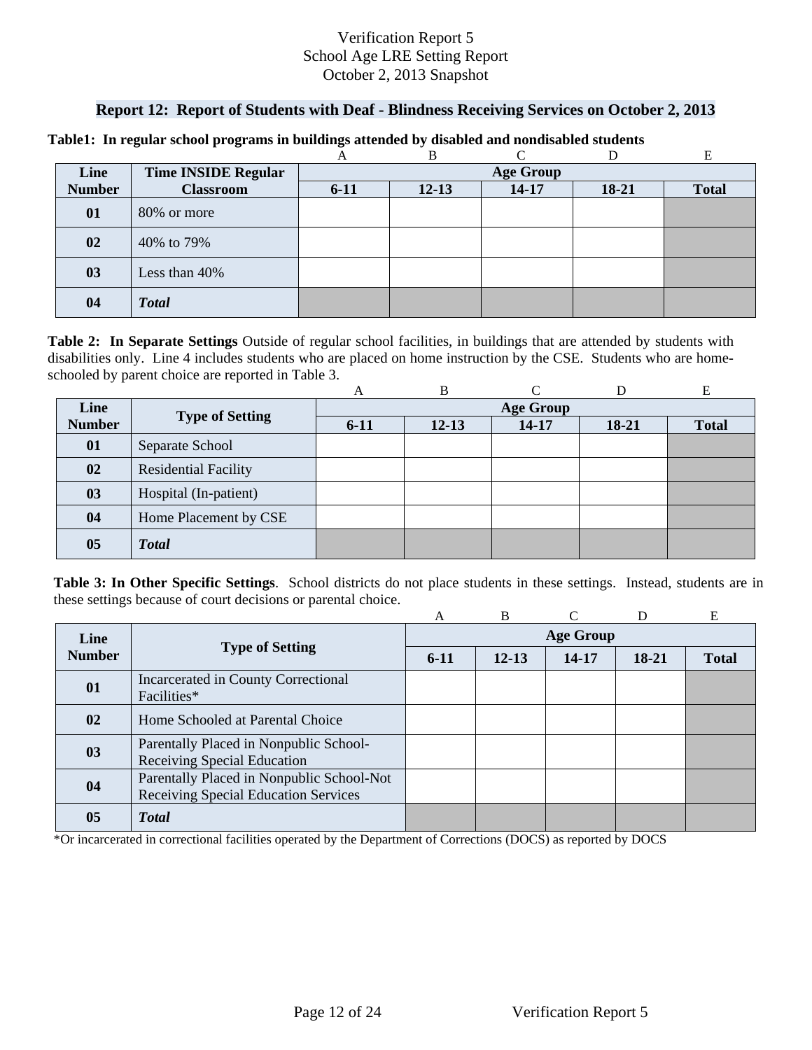Verification Report 5
School Age LRE Setting Report
October 2, 2013 Snapshot

## Report 12: Report of Students with Deaf - Blindness Receiving Services on October 2, 2013

**Table1: In regular school programs in buildings attended by disabled and nondisabled students**

| | | A | B | C | D | E |
|---|---|---|---|---|---|---|
| **Line Number** | **Time INSIDE Regular Classroom** | **Age Group** | | | | |
| | | **6-11** | **12-13** | **14-17** | **18-21** | **Total** |
| **01** | 80% or more | | | | | |
| **02** | 40% to 79% | | | | | |
| **03** | Less than 40% | | | | | |
| **04** | ***Total*** | | | | | |

**Table 2: In Separate Settings** Outside of regular school facilities, in buildings that are attended by students with disabilities only. Line 4 includes students who are placed on home instruction by the CSE. Students who are home-schooled by parent choice are reported in Table 3.

| | | A | B | C | D | E |
|---|---|---|---|---|---|---|
| **Line Number** | **Type of Setting** | **Age Group** | | | | |
| | | **6-11** | **12-13** | **14-17** | **18-21** | **Total** |
| **01** | Separate School | | | | | |
| **02** | Residential Facility | | | | | |
| **03** | Hospital (In-patient) | | | | | |
| **04** | Home Placement by CSE | | | | | |
| **05** | ***Total*** | | | | | |

**Table 3: In Other Specific Settings**. School districts do not place students in these settings. Instead, students are in these settings because of court decisions or parental choice.

| | | A | B | C | D | E |
|---|---|---|---|---|---|---|
| **Line Number** | **Type of Setting** | **Age Group** | | | | |
| | | **6-11** | **12-13** | **14-17** | **18-21** | **Total** |
| **01** | Incarcerated in County Correctional Facilities* | | | | | |
| **02** | Home Schooled at Parental Choice | | | | | |
| **03** | Parentally Placed in Nonpublic School-Receiving Special Education | | | | | |
| **04** | Parentally Placed in Nonpublic School-Not Receiving Special Education Services | | | | | |
| **05** | ***Total*** | | | | | |

*Or incarcerated in correctional facilities operated by the Department of Corrections (DOCS) as reported by DOCS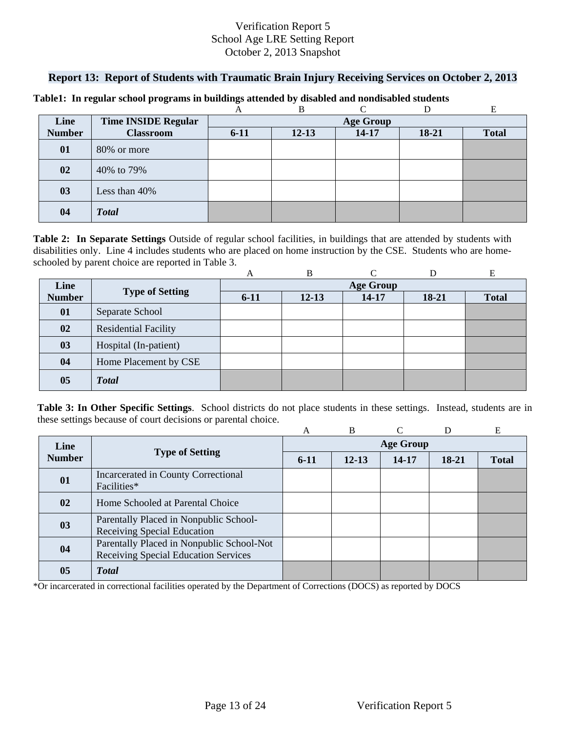# Verification Report 5
# School Age LRE Setting Report
# October 2, 2013 Snapshot

## Report 13: Report of Students with Traumatic Brain Injury Receiving Services on October 2, 2013

**Table1: In regular school programs in buildings attended by disabled and nondisabled students**

| | | A | B | C | D | E |
|---|---|---|---|---|---|---|
| **Line Number** | **Time INSIDE Regular Classroom** | **Age Group** | | | | |
| | | **6-11** | **12-13** | **14-17** | **18-21** | **Total** |
| **01** | 80% or more | | | | | |
| **02** | 40% to 79% | | | | | |
| **03** | Less than 40% | | | | | |
| **04** | ***Total*** | | | | | |

**Table 2: In Separate Settings** Outside of regular school facilities, in buildings that are attended by students with disabilities only. Line 4 includes students who are placed on home instruction by the CSE. Students who are home-schooled by parent choice are reported in Table 3.

| | | A | B | C | D | E |
|---|---|---|---|---|---|---|
| **Line Number** | **Type of Setting** | **Age Group** | | | | |
| | | **6-11** | **12-13** | **14-17** | **18-21** | **Total** |
| **01** | Separate School | | | | | |
| **02** | Residential Facility | | | | | |
| **03** | Hospital (In-patient) | | | | | |
| **04** | Home Placement by CSE | | | | | |
| **05** | ***Total*** | | | | | |

**Table 3: In Other Specific Settings**. School districts do not place students in these settings. Instead, students are in these settings because of court decisions or parental choice.

| | | A | B | C | D | E |
|---|---|---|---|---|---|---|
| **Line Number** | **Type of Setting** | **Age Group** | | | | |
| | | **6-11** | **12-13** | **14-17** | **18-21** | **Total** |
| **01** | Incarcerated in County Correctional Facilities* | | | | | |
| **02** | Home Schooled at Parental Choice | | | | | |
| **03** | Parentally Placed in Nonpublic School-Receiving Special Education | | | | | |
| **04** | Parentally Placed in Nonpublic School-Not Receiving Special Education Services | | | | | |
| **05** | ***Total*** | | | | | |

*Or incarcerated in correctional facilities operated by the Department of Corrections (DOCS) as reported by DOCS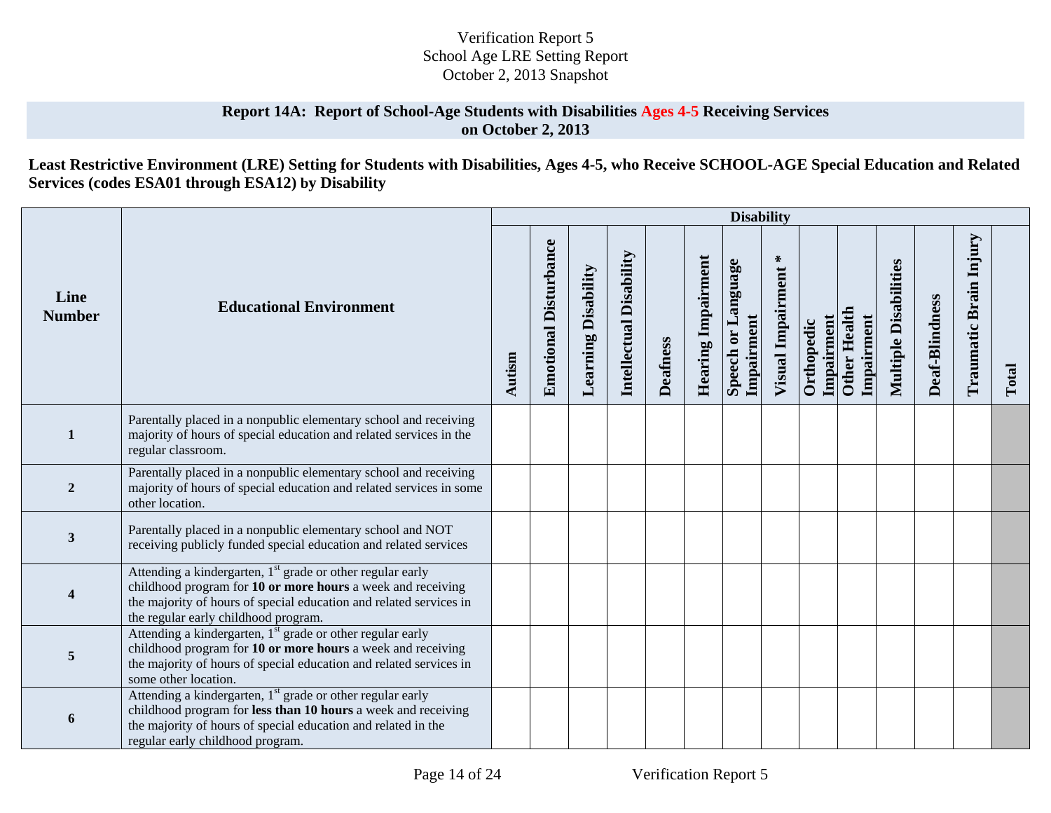Verification Report 5
School Age LRE Setting Report
October 2, 2013 Snapshot

## Report 14A: Report of School-Age Students with Disabilities Ages 4-5 Receiving Services on October 2, 2013

**Least Restrictive Environment (LRE) Setting for Students with Disabilities, Ages 4-5, who Receive SCHOOL-AGE Special Education and Related Services (codes ESA01 through ESA12) by Disability**

| Line Number | Educational Environment | Disability | | | | | | | | | | | | | |
|---|---|---|---|---|---|---|---|---|---|---|---|---|---|---|---|
| | | Autism | Emotional Disturbance | Learning Disability | Intellectual Disability | Deafness | Hearing Impairment | Speech or Language Impairment | Visual Impairment * | Orthopedic Impairment | Other Health Impairment | Multiple Disabilities | Deaf-Blindness | Traumatic Brain Injury | Total |
| 1 | Parentally placed in a nonpublic elementary school and receiving majority of hours of special education and related services in the regular classroom. | | | | | | | | | | | | | | |
| 2 | Parentally placed in a nonpublic elementary school and receiving majority of hours of special education and related services in some other location. | | | | | | | | | | | | | | |
| 3 | Parentally placed in a nonpublic elementary school and NOT receiving publicly funded special education and related services | | | | | | | | | | | | | | |
| 4 | Attending a kindergarten, 1st grade or other regular early childhood program for **10 or more hours** a week and receiving the majority of hours of special education and related services in the regular early childhood program. | | | | | | | | | | | | | | |
| 5 | Attending a kindergarten, 1st grade or other regular early childhood program for **10 or more hours** a week and receiving the majority of hours of special education and related services in some other location. | | | | | | | | | | | | | | |
| 6 | Attending a kindergarten, 1st grade or other regular early childhood program for **less than 10 hours** a week and receiving the majority of hours of special education and related in the regular early childhood program. | | | | | | | | | | | | | | |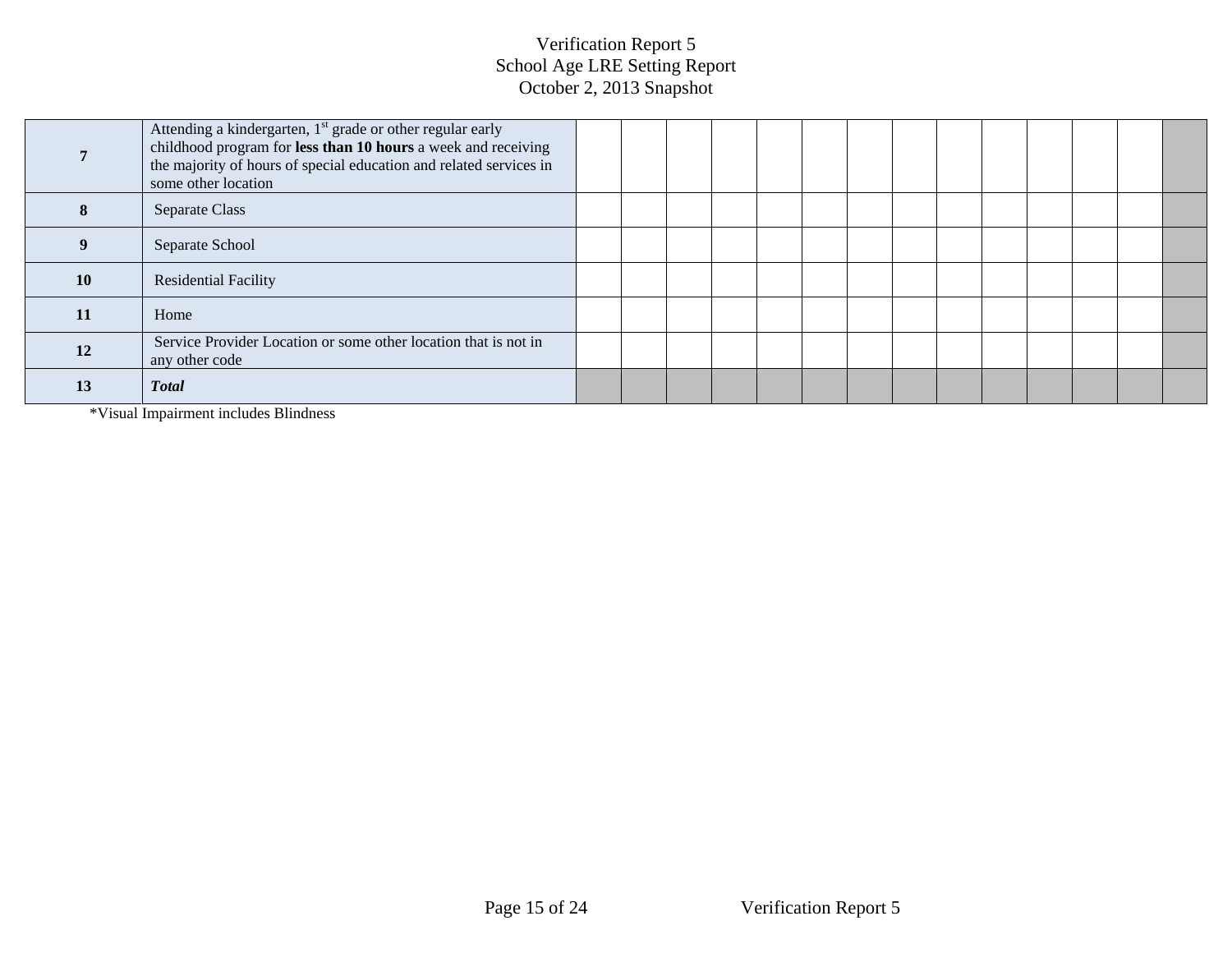# Verification Report 5
## School Age LRE Setting Report
## October 2, 2013 Snapshot

| | | | | | | | | | | | | | | | |
|---|---|---|---|---|---|---|---|---|---|---|---|---|---|---|---|
| **7** | Attending a kindergarten, 1st grade or other regular early childhood program for **less than 10 hours** a week and receiving the majority of hours of special education and related services in some other location | | | | | | | | | | | | | | |
| **8** | Separate Class | | | | | | | | | | | | | | |
| **9** | Separate School | | | | | | | | | | | | | | |
| **10** | Residential Facility | | | | | | | | | | | | | | |
| **11** | Home | | | | | | | | | | | | | | |
| **12** | Service Provider Location or some other location that is not in any other code | | | | | | | | | | | | | | |
| **13** | ***Total*** | | | | | | | | | | | | | | |

*Visual Impairment includes Blindness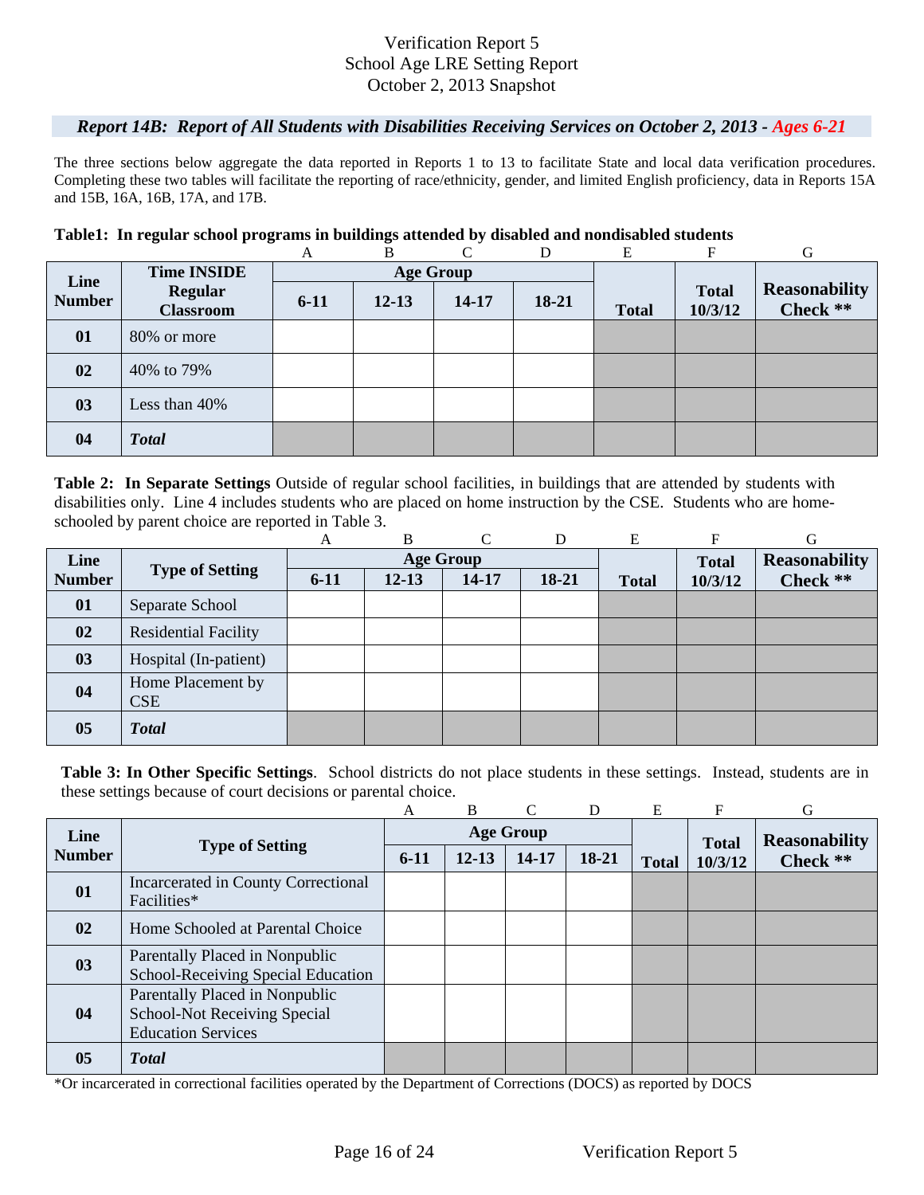Verification Report 5
School Age LRE Setting Report
October 2, 2013 Snapshot

## *Report 14B: Report of All Students with Disabilities Receiving Services on October 2, 2013 - Ages 6-21*

The three sections below aggregate the data reported in Reports 1 to 13 to facilitate State and local data verification procedures. Completing these two tables will facilitate the reporting of race/ethnicity, gender, and limited English proficiency, data in Reports 15A and 15B, 16A, 16B, 17A, and 17B.

**Table1: In regular school programs in buildings attended by disabled and nondisabled students**

| | | A | B | C | D | E | F | G |
|---|---|---|---|---|---|---|---|---|
| Line Number | Time INSIDE Regular Classroom | Age Group | | | | Total | Total 10/3/12 | Reasonability Check ** |
| | | 6-11 | 12-13 | 14-17 | 18-21 | | | |
| 01 | 80% or more | | | | | | | |
| 02 | 40% to 79% | | | | | | | |
| 03 | Less than 40% | | | | | | | |
| 04 | *Total* | | | | | | | |

**Table 2: In Separate Settings** Outside of regular school facilities, in buildings that are attended by students with disabilities only. Line 4 includes students who are placed on home instruction by the CSE. Students who are home-schooled by parent choice are reported in Table 3.

| | | A | B | C | D | E | F | G |
|---|---|---|---|---|---|---|---|---|
| Line Number | Type of Setting | Age Group | | | | Total | Total 10/3/12 | Reasonability Check ** |
| | | 6-11 | 12-13 | 14-17 | 18-21 | | | |
| 01 | Separate School | | | | | | | |
| 02 | Residential Facility | | | | | | | |
| 03 | Hospital (In-patient) | | | | | | | |
| 04 | Home Placement by CSE | | | | | | | |
| 05 | *Total* | | | | | | | |

**Table 3: In Other Specific Settings**. School districts do not place students in these settings. Instead, students are in these settings because of court decisions or parental choice.

| | | A | B | C | D | E | F | G |
|---|---|---|---|---|---|---|---|---|
| Line Number | Type of Setting | Age Group | | | | Total | Total 10/3/12 | Reasonability Check ** |
| | | 6-11 | 12-13 | 14-17 | 18-21 | | | |
| 01 | Incarcerated in County Correctional Facilities* | | | | | | | |
| 02 | Home Schooled at Parental Choice | | | | | | | |
| 03 | Parentally Placed in Nonpublic School-Receiving Special Education | | | | | | | |
| 04 | Parentally Placed in Nonpublic School-Not Receiving Special Education Services | | | | | | | |
| 05 | *Total* | | | | | | | |

*Or incarcerated in correctional facilities operated by the Department of Corrections (DOCS) as reported by DOCS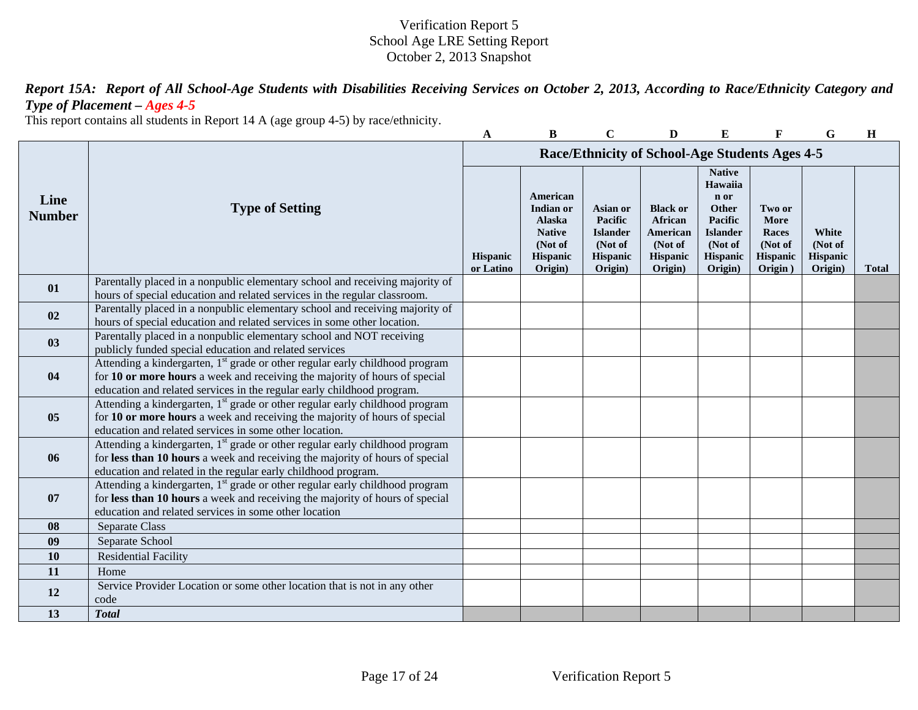Verification Report 5
School Age LRE Setting Report
October 2, 2013 Snapshot

***Report 15A: Report of All School-Age Students with Disabilities Receiving Services on October 2, 2013, According to Race/Ethnicity Category and Type of Placement – Ages 4-5***

This report contains all students in Report 14 A (age group 4-5) by race/ethnicity.

| | | A | B | C | D | E | F | G | H |
|---|---|---|---|---|---|---|---|---|---|
| **Line Number** | **Type of Setting** | **Race/Ethnicity of School-Age Students Ages 4-5** | | | | | | | |
| | | **Hispanic or Latino** | **American Indian or Alaska Native (Not of Hispanic Origin)** | **Asian or Pacific Islander (Not of Hispanic Origin)** | **Black or African American (Not of Hispanic Origin)** | **Native Hawaiian or Other Pacific Islander (Not of Hispanic Origin)** | **Two or More Races (Not of Hispanic Origin )** | **White (Not of Hispanic Origin)** | **Total** |
| **01** | Parentally placed in a nonpublic elementary school and receiving majority of hours of special education and related services in the regular classroom. | | | | | | | | |
| **02** | Parentally placed in a nonpublic elementary school and receiving majority of hours of special education and related services in some other location. | | | | | | | | |
| **03** | Parentally placed in a nonpublic elementary school and NOT receiving publicly funded special education and related services | | | | | | | | |
| **04** | Attending a kindergarten, 1st grade or other regular early childhood program for **10 or more hours** a week and receiving the majority of hours of special education and related services in the regular early childhood program. | | | | | | | | |
| **05** | Attending a kindergarten, 1st grade or other regular early childhood program for **10 or more hours** a week and receiving the majority of hours of special education and related services in some other location. | | | | | | | | |
| **06** | Attending a kindergarten, 1st grade or other regular early childhood program for **less than 10 hours** a week and receiving the majority of hours of special education and related in the regular early childhood program. | | | | | | | | |
| **07** | Attending a kindergarten, 1st grade or other regular early childhood program for **less than 10 hours** a week and receiving the majority of hours of special education and related services in some other location | | | | | | | | |
| **08** | Separate Class | | | | | | | | |
| **09** | Separate School | | | | | | | | |
| **10** | Residential Facility | | | | | | | | |
| **11** | Home | | | | | | | | |
| **12** | Service Provider Location or some other location that is not in any other code | | | | | | | | |
| **13** | ***Total*** | | | | | | | | |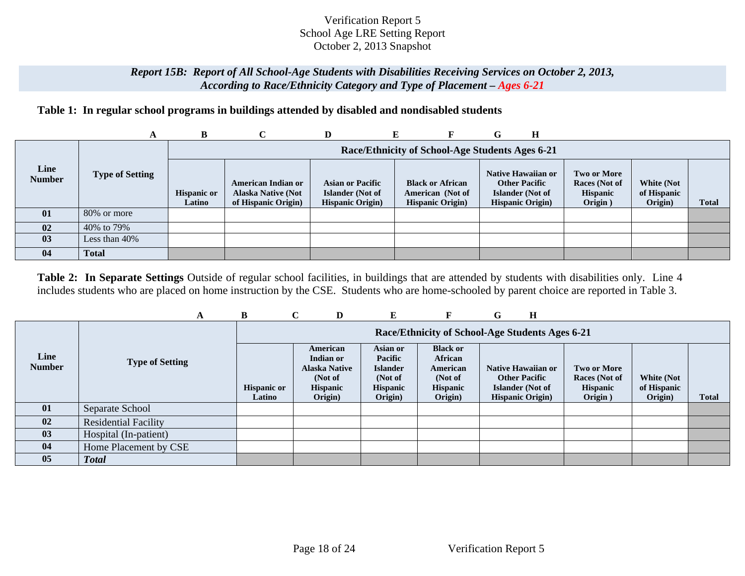Verification Report 5
School Age LRE Setting Report
October 2, 2013 Snapshot

***Report 15B: Report of All School-Age Students with Disabilities Receiving Services on October 2, 2013, According to Race/Ethnicity Category and Type of Placement – Ages 6-21***

**Table 1: In regular school programs in buildings attended by disabled and nondisabled students**

| | | A | B | C | D | E | F | G | H |
|---|---|---|---|---|---|---|---|---|---|
| **Line Number** | **Type of Setting** | **Race/Ethnicity of School-Age Students Ages 6-21** | | | | | | | |
| | | **Hispanic or Latino** | **American Indian or Alaska Native (Not of Hispanic Origin)** | **Asian or Pacific Islander (Not of Hispanic Origin)** | **Black or African American (Not of Hispanic Origin)** | **Native Hawaiian or Other Pacific Islander (Not of Hispanic Origin)** | **Two or More Races (Not of Hispanic Origin )** | **White (Not of Hispanic Origin)** | **Total** |
| **01** | 80% or more | | | | | | | | |
| **02** | 40% to 79% | | | | | | | | |
| **03** | Less than 40% | | | | | | | | |
| **04** | **Total** | | | | | | | | |

**Table 2: In Separate Settings** Outside of regular school facilities, in buildings that are attended by students with disabilities only. Line 4 includes students who are placed on home instruction by the CSE. Students who are home-schooled by parent choice are reported in Table 3.

| | | A | B | C | D | E | F | G | H |
|---|---|---|---|---|---|---|---|---|---|
| **Line Number** | **Type of Setting** | **Race/Ethnicity of School-Age Students Ages 6-21** | | | | | | | |
| | | **Hispanic or Latino** | **American Indian or Alaska Native (Not of Hispanic Origin)** | **Asian or Pacific Islander (Not of Hispanic Origin)** | **Black or African American (Not of Hispanic Origin)** | **Native Hawaiian or Other Pacific Islander (Not of Hispanic Origin)** | **Two or More Races (Not of Hispanic Origin )** | **White (Not of Hispanic Origin)** | **Total** |
| **01** | Separate School | | | | | | | | |
| **02** | Residential Facility | | | | | | | | |
| **03** | Hospital (In-patient) | | | | | | | | |
| **04** | Home Placement by CSE | | | | | | | | |
| **05** | ***Total*** | | | | | | | | |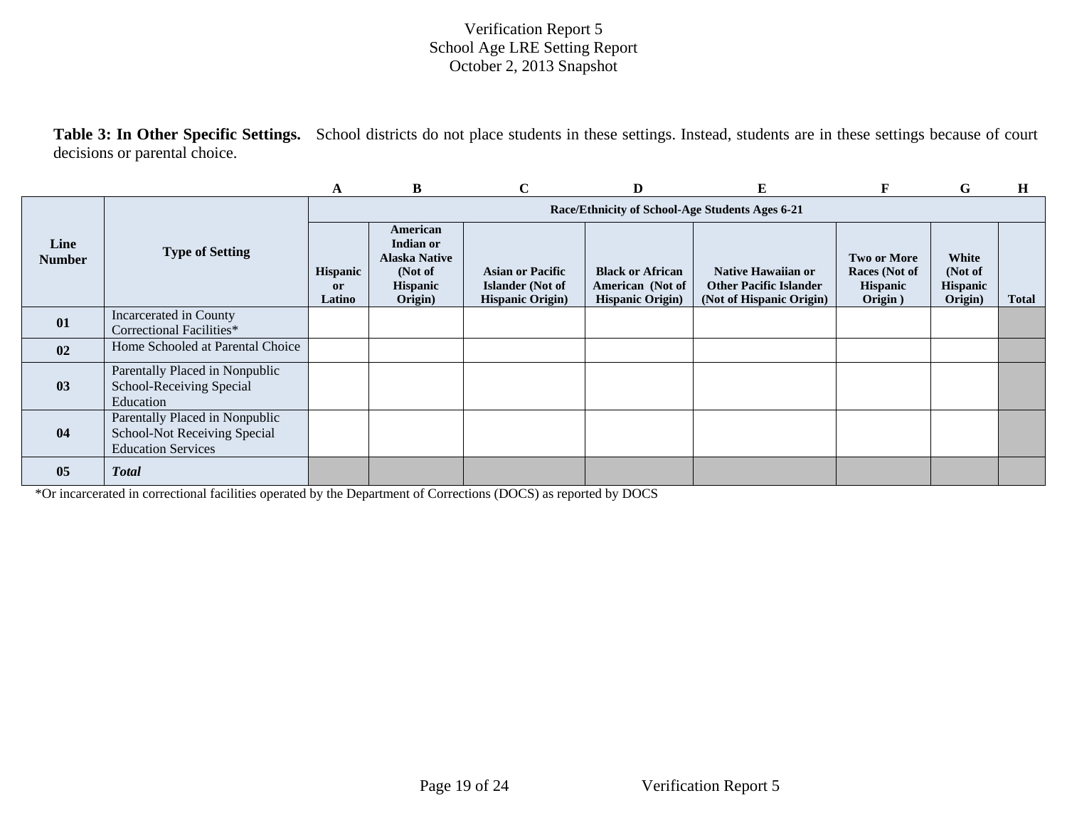Verification Report 5
School Age LRE Setting Report
October 2, 2013 Snapshot

**Table 3: In Other Specific Settings.** School districts do not place students in these settings. Instead, students are in these settings because of court decisions or parental choice.

| | | A | B | C | D | E | F | G | H |
|---|---|---|---|---|---|---|---|---|---|
| **Line Number** | **Type of Setting** | **Race/Ethnicity of School-Age Students Ages 6-21** | | | | | | | |
| | | **Hispanic or Latino** | **American Indian or Alaska Native (Not of Hispanic Origin)** | **Asian or Pacific Islander (Not of Hispanic Origin)** | **Black or African American (Not of Hispanic Origin)** | **Native Hawaiian or Other Pacific Islander (Not of Hispanic Origin)** | **Two or More Races (Not of Hispanic Origin )** | **White (Not of Hispanic Origin)** | **Total** |
| **01** | Incarcerated in County Correctional Facilities* | | | | | | | | |
| **02** | Home Schooled at Parental Choice | | | | | | | | |
| **03** | Parentally Placed in Nonpublic School-Receiving Special Education | | | | | | | | |
| **04** | Parentally Placed in Nonpublic School-Not Receiving Special Education Services | | | | | | | | |
| **05** | ***Total*** | | | | | | | | |

*Or incarcerated in correctional facilities operated by the Department of Corrections (DOCS) as reported by DOCS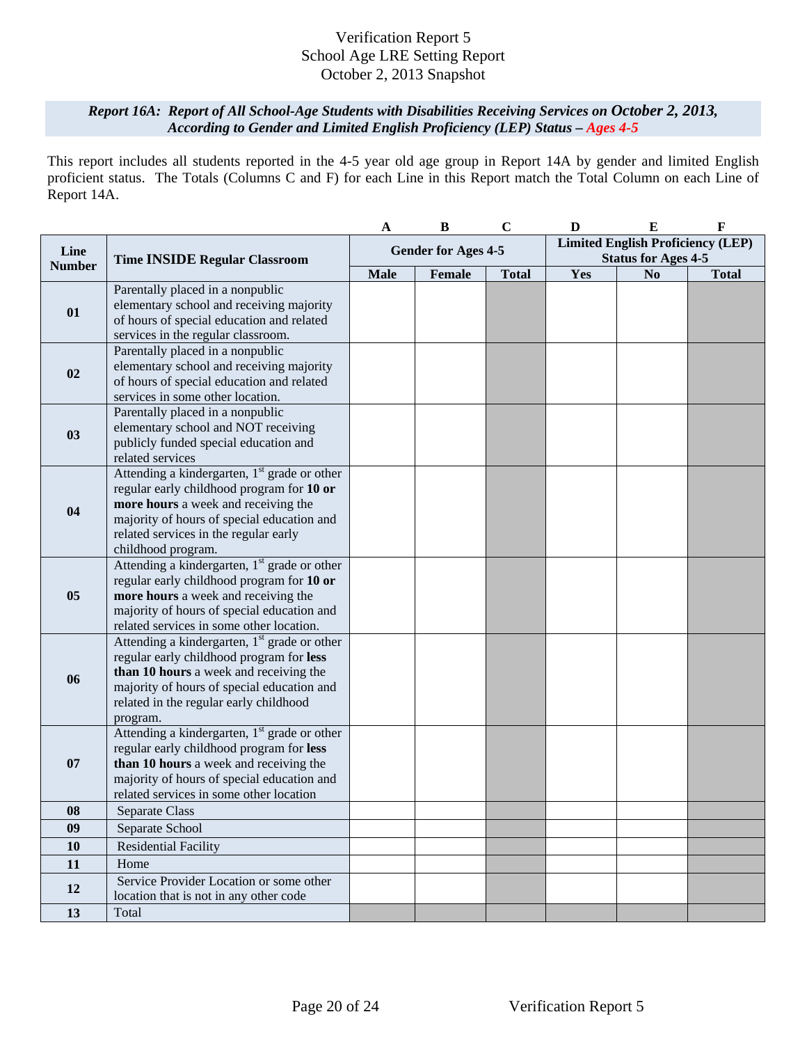# Verification Report 5
## School Age LRE Setting Report
## October 2, 2013 Snapshot

### *Report 16A: Report of All School-Age Students with Disabilities Receiving Services on October 2, 2013, According to Gender and Limited English Proficiency (LEP) Status – Ages 4-5*

This report includes all students reported in the 4-5 year old age group in Report 14A by gender and limited English proficient status. The Totals (Columns C and F) for each Line in this Report match the Total Column on each Line of Report 14A.

| | | A | B | C | D | E | F |
|---|---|---|---|---|---|---|---|
| **Line Number** | **Time INSIDE Regular Classroom** | **Gender for Ages 4-5** | | | **Limited English Proficiency (LEP) Status for Ages 4-5** | | |
| | | **Male** | **Female** | **Total** | **Yes** | **No** | **Total** |
| **01** | Parentally placed in a nonpublic elementary school and receiving majority of hours of special education and related services in the regular classroom. | | | | | | |
| **02** | Parentally placed in a nonpublic elementary school and receiving majority of hours of special education and related services in some other location. | | | | | | |
| **03** | Parentally placed in a nonpublic elementary school and NOT receiving publicly funded special education and related services | | | | | | |
| **04** | Attending a kindergarten, 1st grade or other regular early childhood program for **10 or more hours** a week and receiving the majority of hours of special education and related services in the regular early childhood program. | | | | | | |
| **05** | Attending a kindergarten, 1st grade or other regular early childhood program for **10 or more hours** a week and receiving the majority of hours of special education and related services in some other location. | | | | | | |
| **06** | Attending a kindergarten, 1st grade or other regular early childhood program for **less than 10 hours** a week and receiving the majority of hours of special education and related in the regular early childhood program. | | | | | | |
| **07** | Attending a kindergarten, 1st grade or other regular early childhood program for **less than 10 hours** a week and receiving the majority of hours of special education and related services in some other location | | | | | | |
| **08** | Separate Class | | | | | | |
| **09** | Separate School | | | | | | |
| **10** | Residential Facility | | | | | | |
| **11** | Home | | | | | | |
| **12** | Service Provider Location or some other location that is not in any other code | | | | | | |
| **13** | Total | | | | | | |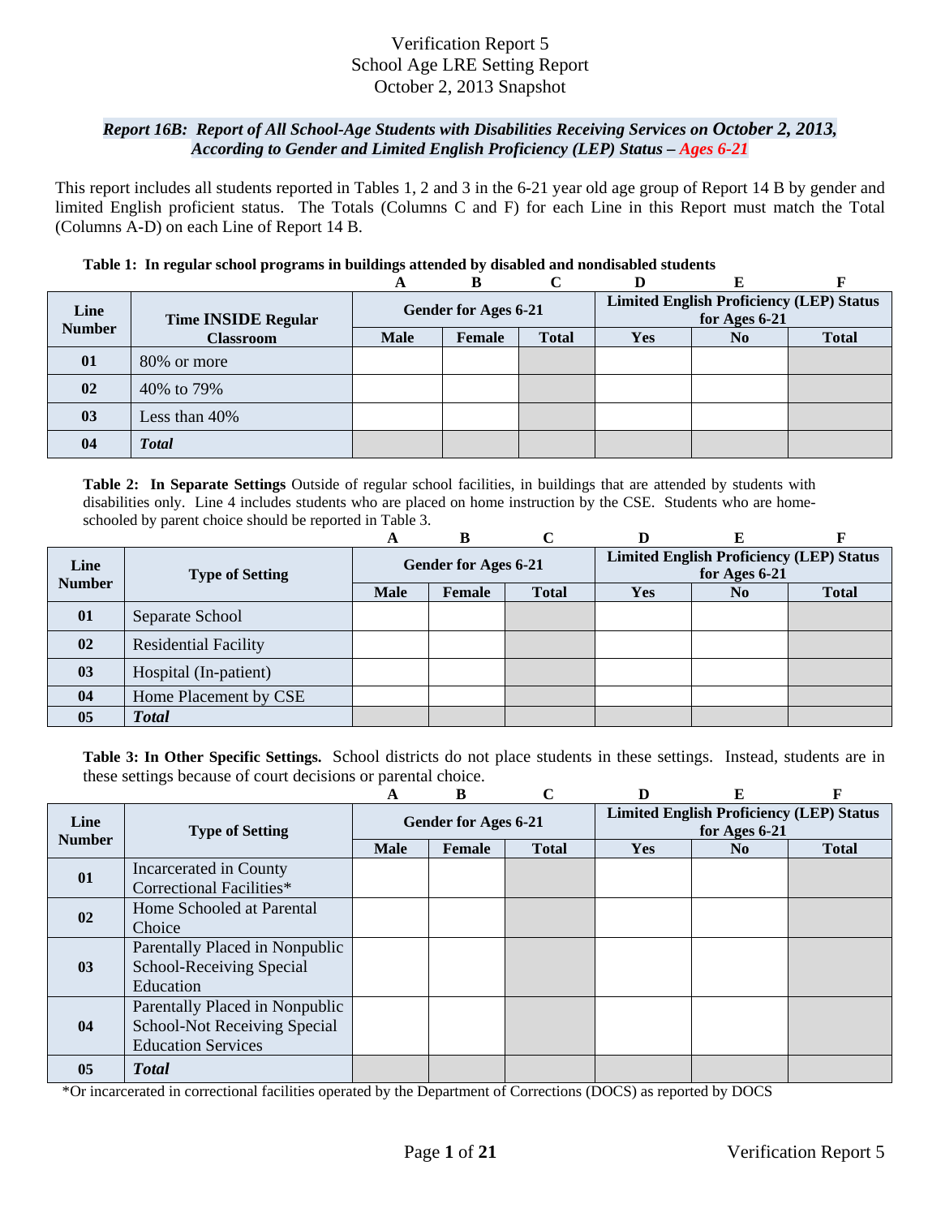# Verification Report 5
## School Age LRE Setting Report
## October 2, 2013 Snapshot

***Report 16B: Report of All School-Age Students with Disabilities Receiving Services on October 2, 2013, According to Gender and Limited English Proficiency (LEP) Status – Ages 6-21***

This report includes all students reported in Tables 1, 2 and 3 in the 6-21 year old age group of Report 14 B by gender and limited English proficient status. The Totals (Columns C and F) for each Line in this Report must match the Total (Columns A-D) on each Line of Report 14 B.

**Table 1: In regular school programs in buildings attended by disabled and nondisabled students**

| | | A | B | C | D | E | F |
|---|---|---|---|---|---|---|---|
| **Line Number** | **Time INSIDE Regular Classroom** | **Gender for Ages 6-21** | | | **Limited English Proficiency (LEP) Status for Ages 6-21** | | |
| | | **Male** | **Female** | **Total** | **Yes** | **No** | **Total** |
| **01** | 80% or more | | | | | | |
| **02** | 40% to 79% | | | | | | |
| **03** | Less than 40% | | | | | | |
| **04** | ***Total*** | | | | | | |

**Table 2: In Separate Settings** Outside of regular school facilities, in buildings that are attended by students with disabilities only. Line 4 includes students who are placed on home instruction by the CSE. Students who are home-schooled by parent choice should be reported in Table 3.

| | | A | B | C | D | E | F |
|---|---|---|---|---|---|---|---|
| **Line Number** | **Type of Setting** | **Gender for Ages 6-21** | | | **Limited English Proficiency (LEP) Status for Ages 6-21** | | |
| | | **Male** | **Female** | **Total** | **Yes** | **No** | **Total** |
| **01** | Separate School | | | | | | |
| **02** | Residential Facility | | | | | | |
| **03** | Hospital (In-patient) | | | | | | |
| **04** | Home Placement by CSE | | | | | | |
| **05** | ***Total*** | | | | | | |

**Table 3: In Other Specific Settings.** School districts do not place students in these settings. Instead, students are in these settings because of court decisions or parental choice.

| | | A | B | C | D | E | F |
|---|---|---|---|---|---|---|---|
| **Line Number** | **Type of Setting** | **Gender for Ages 6-21** | | | **Limited English Proficiency (LEP) Status for Ages 6-21** | | |
| | | **Male** | **Female** | **Total** | **Yes** | **No** | **Total** |
| **01** | Incarcerated in County Correctional Facilities* | | | | | | |
| **02** | Home Schooled at Parental Choice | | | | | | |
| **03** | Parentally Placed in Nonpublic School-Receiving Special Education | | | | | | |
| **04** | Parentally Placed in Nonpublic School-Not Receiving Special Education Services | | | | | | |
| **05** | ***Total*** | | | | | | |

*Or incarcerated in correctional facilities operated by the Department of Corrections (DOCS) as reported by DOCS